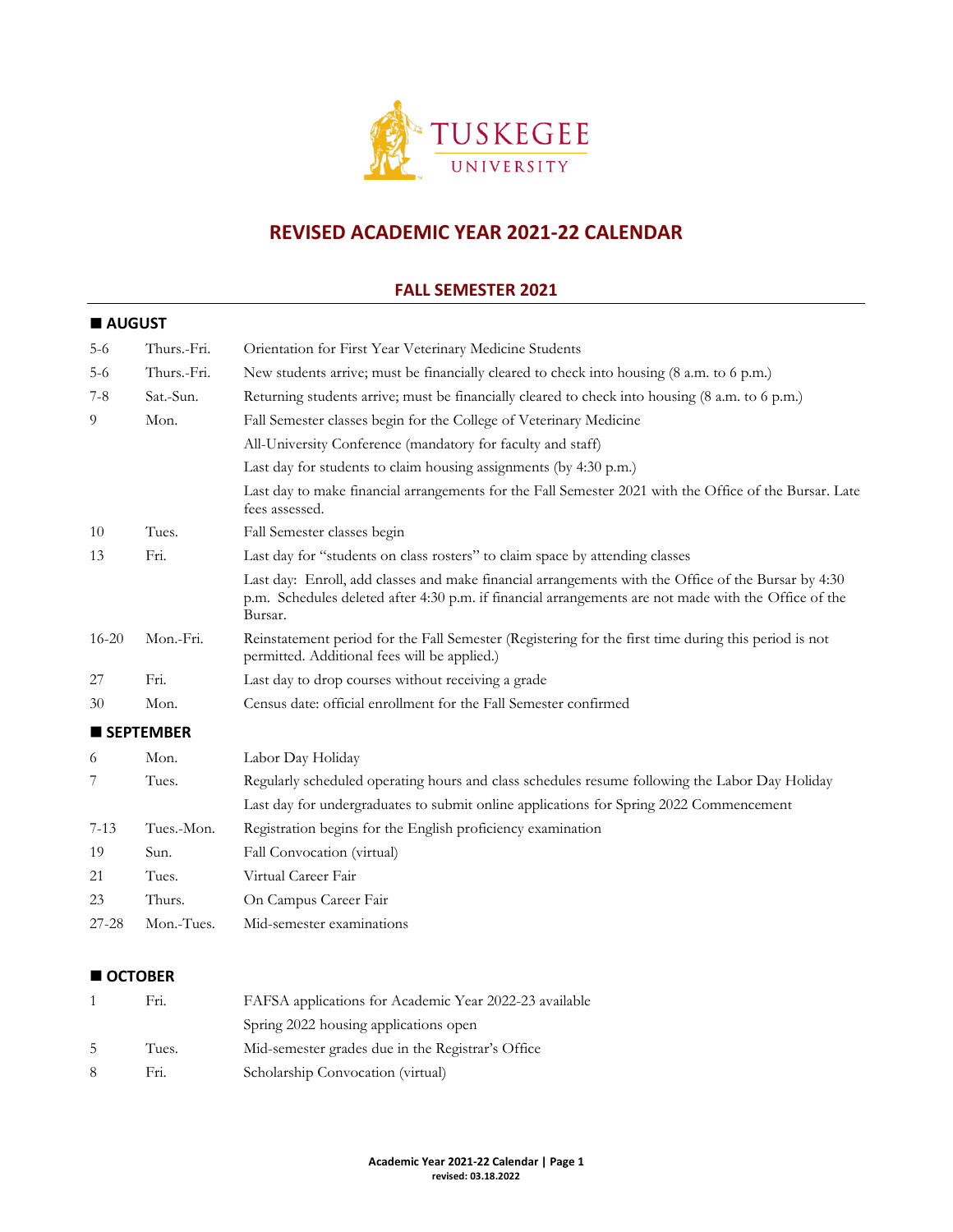TUSKEGEE UNIVERSITY

# REVISED ACADEMIC YEAR 2021-22 CALENDAR

## FALL SEMESTER 2021

### ■ AUGUST

| | | |
|---|---|---|
| 5-6 | Thurs.-Fri. | Orientation for First Year Veterinary Medicine Students |
| 5-6 | Thurs.-Fri. | New students arrive; must be financially cleared to check into housing (8 a.m. to 6 p.m.) |
| 7-8 | Sat.-Sun. | Returning students arrive; must be financially cleared to check into housing (8 a.m. to 6 p.m.) |
| 9 | Mon. | Fall Semester classes begin for the College of Veterinary Medicine |
| | | All-University Conference (mandatory for faculty and staff) |
| | | Last day for students to claim housing assignments (by 4:30 p.m.) |
| | | Last day to make financial arrangements for the Fall Semester 2021 with the Office of the Bursar. Late fees assessed. |
| 10 | Tues. | Fall Semester classes begin |
| 13 | Fri. | Last day for "students on class rosters" to claim space by attending classes |
| | | Last day: Enroll, add classes and make financial arrangements with the Office of the Bursar by 4:30 p.m. Schedules deleted after 4:30 p.m. if financial arrangements are not made with the Office of the Bursar. |
| 16-20 | Mon.-Fri. | Reinstatement period for the Fall Semester (Registering for the first time during this period is not permitted. Additional fees will be applied.) |
| 27 | Fri. | Last day to drop courses without receiving a grade |
| 30 | Mon. | Census date: official enrollment for the Fall Semester confirmed |

### ■ SEPTEMBER

| | | |
|---|---|---|
| 6 | Mon. | Labor Day Holiday |
| 7 | Tues. | Regularly scheduled operating hours and class schedules resume following the Labor Day Holiday |
| | | Last day for undergraduates to submit online applications for Spring 2022 Commencement |
| 7-13 | Tues.-Mon. | Registration begins for the English proficiency examination |
| 19 | Sun. | Fall Convocation (virtual) |
| 21 | Tues. | Virtual Career Fair |
| 23 | Thurs. | On Campus Career Fair |
| 27-28 | Mon.-Tues. | Mid-semester examinations |

### ■ OCTOBER

| | | |
|---|---|---|
| 1 | Fri. | FAFSA applications for Academic Year 2022-23 available |
| | | Spring 2022 housing applications open |
| 5 | Tues. | Mid-semester grades due in the Registrar's Office |
| 8 | Fri. | Scholarship Convocation (virtual) |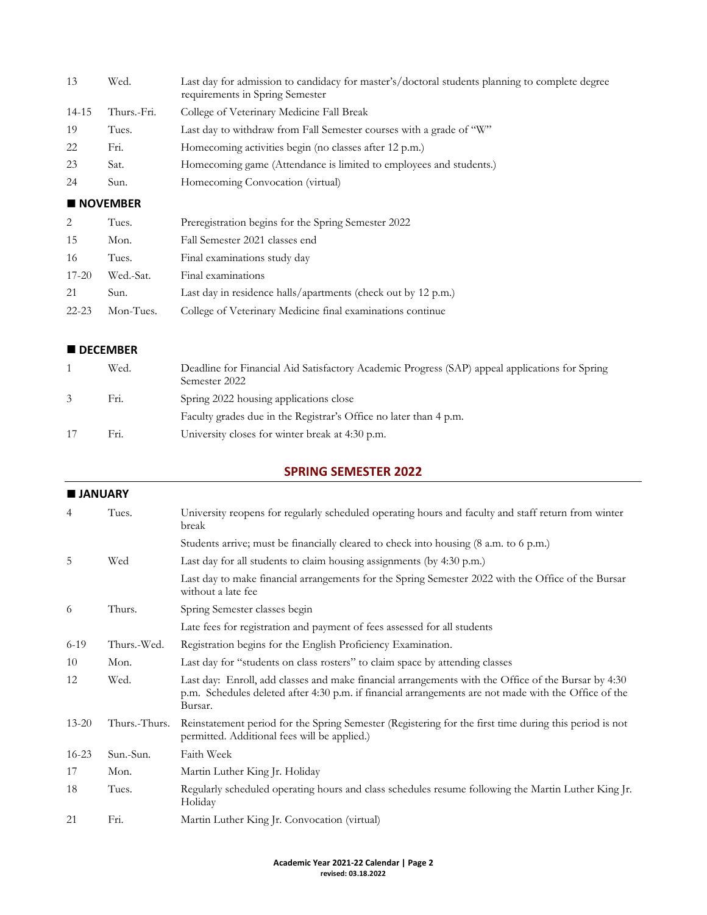| | | |
|---|---|---|
| 13 | Wed. | Last day for admission to candidacy for master's/doctoral students planning to complete degree requirements in Spring Semester |
| 14-15 | Thurs.-Fri. | College of Veterinary Medicine Fall Break |
| 19 | Tues. | Last day to withdraw from Fall Semester courses with a grade of "W" |
| 22 | Fri. | Homecoming activities begin (no classes after 12 p.m.) |
| 23 | Sat. | Homecoming game (Attendance is limited to employees and students.) |
| 24 | Sun. | Homecoming Convocation (virtual) |

### ■ NOVEMBER

| | | |
|---|---|---|
| 2 | Tues. | Preregistration begins for the Spring Semester 2022 |
| 15 | Mon. | Fall Semester 2021 classes end |
| 16 | Tues. | Final examinations study day |
| 17-20 | Wed.-Sat. | Final examinations |
| 21 | Sun. | Last day in residence halls/apartments (check out by 12 p.m.) |
| 22-23 | Mon-Tues. | College of Veterinary Medicine final examinations continue |

### ■ DECEMBER

| | | |
|---|---|---|
| 1 | Wed. | Deadline for Financial Aid Satisfactory Academic Progress (SAP) appeal applications for Spring Semester 2022 |
| 3 | Fri. | Spring 2022 housing applications close |
| | | Faculty grades due in the Registrar's Office no later than 4 p.m. |
| 17 | Fri. | University closes for winter break at 4:30 p.m. |

## SPRING SEMESTER 2022

### ■ JANUARY

| | | |
|---|---|---|
| 4 | Tues. | University reopens for regularly scheduled operating hours and faculty and staff return from winter break |
| | | Students arrive; must be financially cleared to check into housing (8 a.m. to 6 p.m.) |
| 5 | Wed | Last day for all students to claim housing assignments (by 4:30 p.m.) |
| | | Last day to make financial arrangements for the Spring Semester 2022 with the Office of the Bursar without a late fee |
| 6 | Thurs. | Spring Semester classes begin |
| | | Late fees for registration and payment of fees assessed for all students |
| 6-19 | Thurs.-Wed. | Registration begins for the English Proficiency Examination. |
| 10 | Mon. | Last day for "students on class rosters" to claim space by attending classes |
| 12 | Wed. | Last day: Enroll, add classes and make financial arrangements with the Office of the Bursar by 4:30 p.m. Schedules deleted after 4:30 p.m. if financial arrangements are not made with the Office of the Bursar. |
| 13-20 | Thurs.-Thurs. | Reinstatement period for the Spring Semester (Registering for the first time during this period is not permitted. Additional fees will be applied.) |
| 16-23 | Sun.-Sun. | Faith Week |
| 17 | Mon. | Martin Luther King Jr. Holiday |
| 18 | Tues. | Regularly scheduled operating hours and class schedules resume following the Martin Luther King Jr. Holiday |
| 21 | Fri. | Martin Luther King Jr. Convocation (virtual) |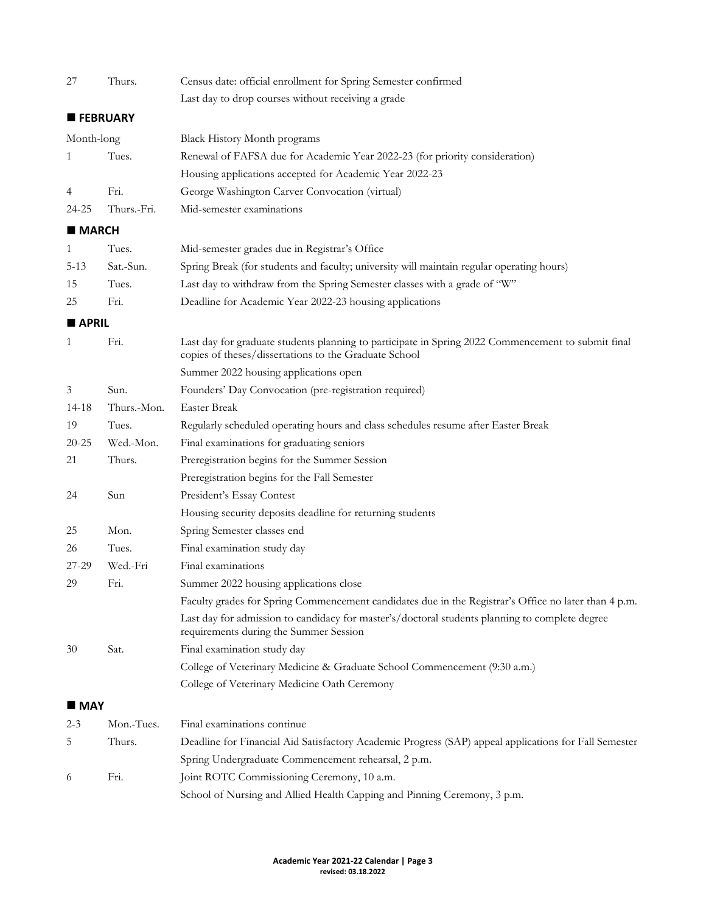| | | |
|---|---|---|
| 27 | Thurs. | Census date: official enrollment for Spring Semester confirmed |
| | | Last day to drop courses without receiving a grade |

## ■ FEBRUARY

| | | |
|---|---|---|
| Month-long | | Black History Month programs |
| 1 | Tues. | Renewal of FAFSA due for Academic Year 2022-23 (for priority consideration) |
| | | Housing applications accepted for Academic Year 2022-23 |
| 4 | Fri. | George Washington Carver Convocation (virtual) |
| 24-25 | Thurs.-Fri. | Mid-semester examinations |

## ■ MARCH

| | | |
|---|---|---|
| 1 | Tues. | Mid-semester grades due in Registrar's Office |
| 5-13 | Sat.-Sun. | Spring Break (for students and faculty; university will maintain regular operating hours) |
| 15 | Tues. | Last day to withdraw from the Spring Semester classes with a grade of "W" |
| 25 | Fri. | Deadline for Academic Year 2022-23 housing applications |

## ■ APRIL

| | | |
|---|---|---|
| 1 | Fri. | Last day for graduate students planning to participate in Spring 2022 Commencement to submit final copies of theses/dissertations to the Graduate School |
| | | Summer 2022 housing applications open |
| 3 | Sun. | Founders' Day Convocation (pre-registration required) |
| 14-18 | Thurs.-Mon. | Easter Break |
| 19 | Tues. | Regularly scheduled operating hours and class schedules resume after Easter Break |
| 20-25 | Wed.-Mon. | Final examinations for graduating seniors |
| 21 | Thurs. | Preregistration begins for the Summer Session |
| | | Preregistration begins for the Fall Semester |
| 24 | Sun | President's Essay Contest |
| | | Housing security deposits deadline for returning students |
| 25 | Mon. | Spring Semester classes end |
| 26 | Tues. | Final examination study day |
| 27-29 | Wed.-Fri | Final examinations |
| 29 | Fri. | Summer 2022 housing applications close |
| | | Faculty grades for Spring Commencement candidates due in the Registrar's Office no later than 4 p.m. |
| | | Last day for admission to candidacy for master's/doctoral students planning to complete degree requirements during the Summer Session |
| 30 | Sat. | Final examination study day |
| | | College of Veterinary Medicine & Graduate School Commencement (9:30 a.m.) |
| | | College of Veterinary Medicine Oath Ceremony |

## ■ MAY

| | | |
|---|---|---|
| 2-3 | Mon.-Tues. | Final examinations continue |
| 5 | Thurs. | Deadline for Financial Aid Satisfactory Academic Progress (SAP) appeal applications for Fall Semester |
| | | Spring Undergraduate Commencement rehearsal, 2 p.m. |
| 6 | Fri. | Joint ROTC Commissioning Ceremony, 10 a.m. |
| | | School of Nursing and Allied Health Capping and Pinning Ceremony, 3 p.m. |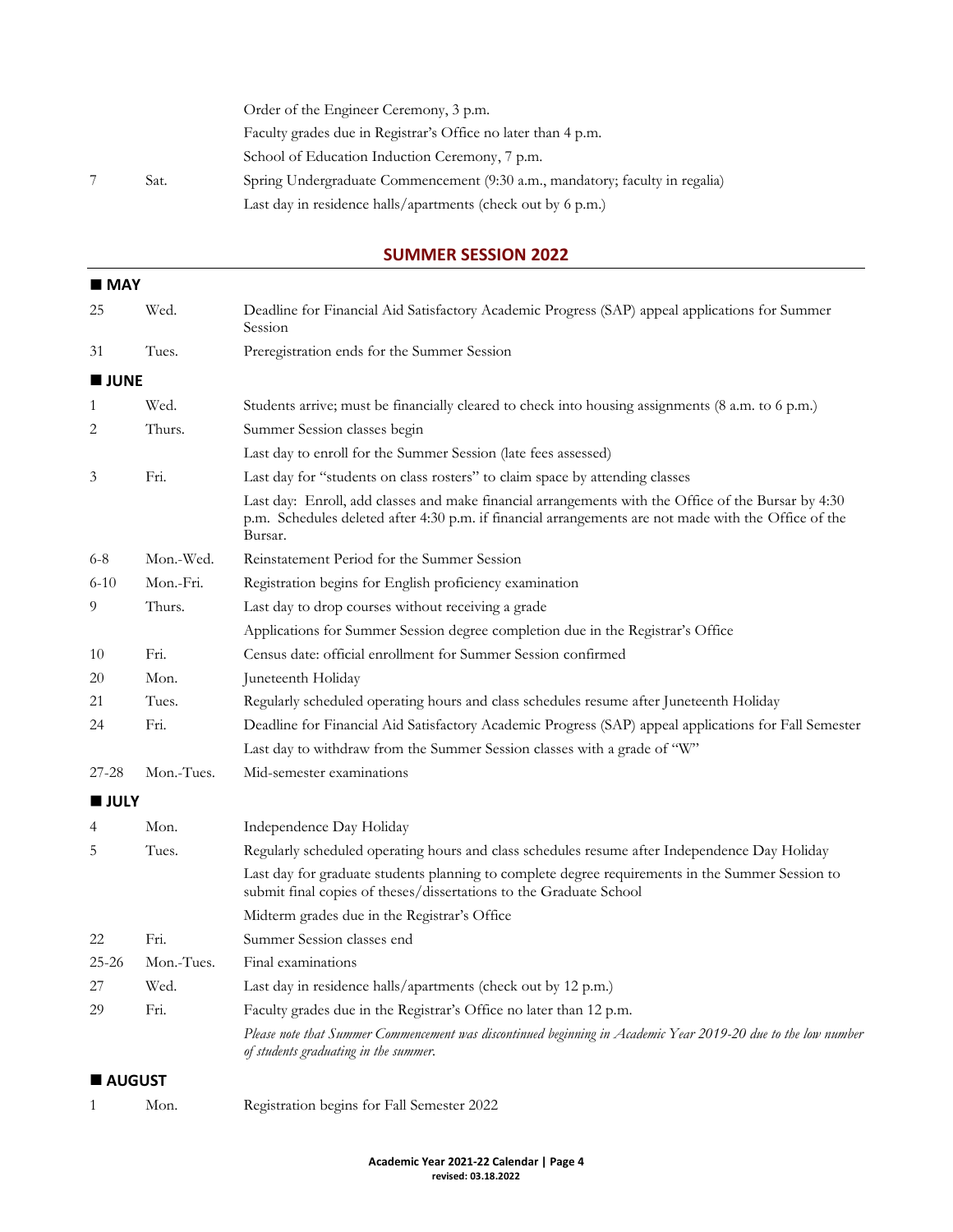| | | |
|---|---|---|
| | | Order of the Engineer Ceremony, 3 p.m. |
| | | Faculty grades due in Registrar's Office no later than 4 p.m. |
| | | School of Education Induction Ceremony, 7 p.m. |
| 7 | Sat. | Spring Undergraduate Commencement (9:30 a.m., mandatory; faculty in regalia) |
| | | Last day in residence halls/apartments (check out by 6 p.m.) |

## SUMMER SESSION 2022

### ■ MAY

| | | |
|---|---|---|
| 25 | Wed. | Deadline for Financial Aid Satisfactory Academic Progress (SAP) appeal applications for Summer Session |
| 31 | Tues. | Preregistration ends for the Summer Session |

### ■ JUNE

| | | |
|---|---|---|
| 1 | Wed. | Students arrive; must be financially cleared to check into housing assignments (8 a.m. to 6 p.m.) |
| 2 | Thurs. | Summer Session classes begin |
| | | Last day to enroll for the Summer Session (late fees assessed) |
| 3 | Fri. | Last day for "students on class rosters" to claim space by attending classes |
| | | Last day: Enroll, add classes and make financial arrangements with the Office of the Bursar by 4:30 p.m. Schedules deleted after 4:30 p.m. if financial arrangements are not made with the Office of the Bursar. |
| 6-8 | Mon.-Wed. | Reinstatement Period for the Summer Session |
| 6-10 | Mon.-Fri. | Registration begins for English proficiency examination |
| 9 | Thurs. | Last day to drop courses without receiving a grade |
| | | Applications for Summer Session degree completion due in the Registrar's Office |
| 10 | Fri. | Census date: official enrollment for Summer Session confirmed |
| 20 | Mon. | Juneteenth Holiday |
| 21 | Tues. | Regularly scheduled operating hours and class schedules resume after Juneteenth Holiday |
| 24 | Fri. | Deadline for Financial Aid Satisfactory Academic Progress (SAP) appeal applications for Fall Semester |
| | | Last day to withdraw from the Summer Session classes with a grade of "W" |
| 27-28 | Mon.-Tues. | Mid-semester examinations |

### ■ JULY

| | | |
|---|---|---|
| 4 | Mon. | Independence Day Holiday |
| 5 | Tues. | Regularly scheduled operating hours and class schedules resume after Independence Day Holiday |
| | | Last day for graduate students planning to complete degree requirements in the Summer Session to submit final copies of theses/dissertations to the Graduate School |
| | | Midterm grades due in the Registrar's Office |
| 22 | Fri. | Summer Session classes end |
| 25-26 | Mon.-Tues. | Final examinations |
| 27 | Wed. | Last day in residence halls/apartments (check out by 12 p.m.) |
| 29 | Fri. | Faculty grades due in the Registrar's Office no later than 12 p.m. |
| | | *Please note that Summer Commencement was discontinued beginning in Academic Year 2019-20 due to the low number of students graduating in the summer.* |

### ■ AUGUST

| | | |
|---|---|---|
| 1 | Mon. | Registration begins for Fall Semester 2022 |